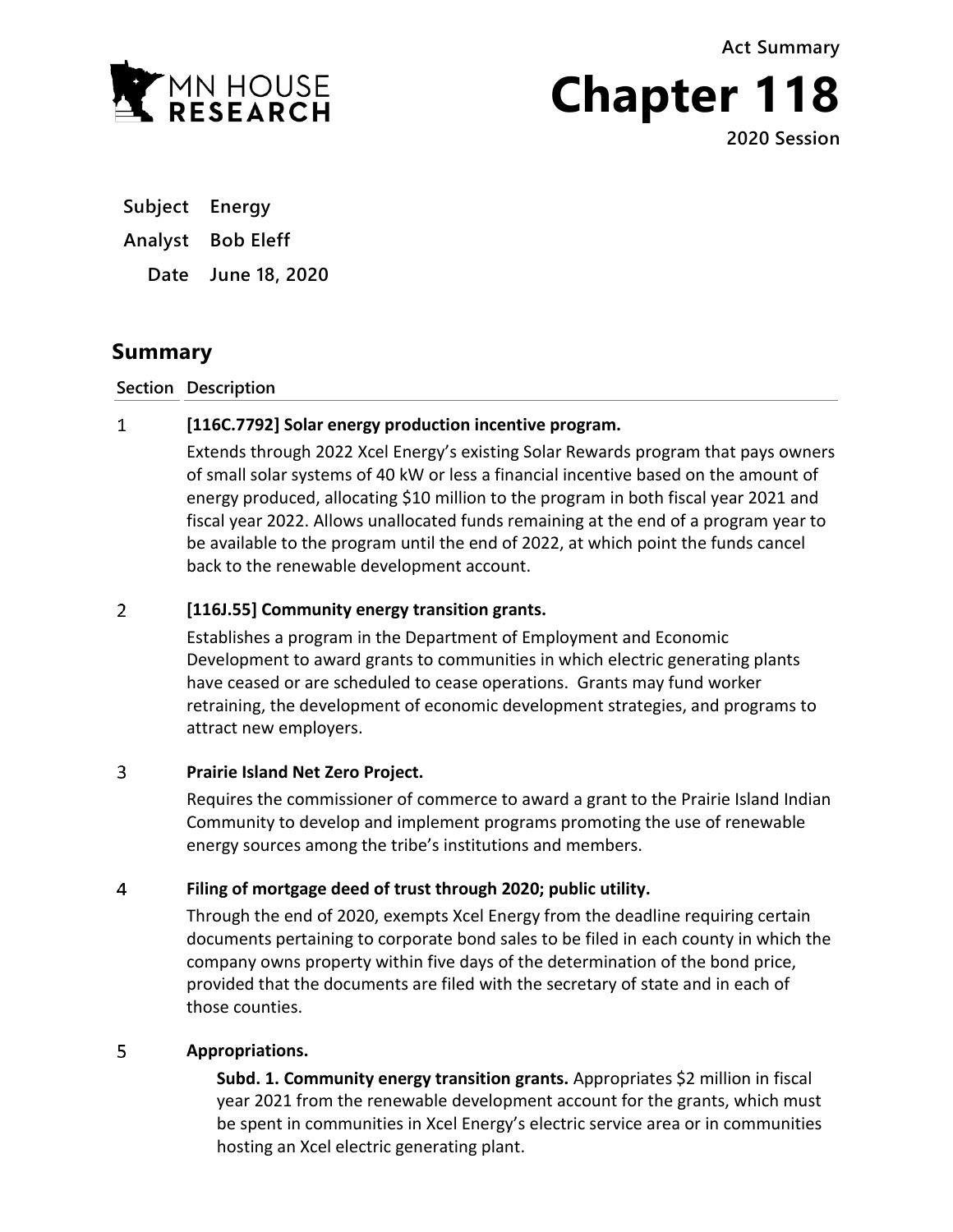Act Summary

# Chapter 118

**2020 Session**

**Subject** Energy

**Analyst** Bob Eleff

**Date** June 18, 2020

## Summary

| Section | Description |
|---|---|
| 1 | **[116C.7792] Solar energy production incentive program.**<br>Extends through 2022 Xcel Energy's existing Solar Rewards program that pays owners of small solar systems of 40 kW or less a financial incentive based on the amount of energy produced, allocating $10 million to the program in both fiscal year 2021 and fiscal year 2022. Allows unallocated funds remaining at the end of a program year to be available to the program until the end of 2022, at which point the funds cancel back to the renewable development account. |
| 2 | **[116J.55] Community energy transition grants.**<br>Establishes a program in the Department of Employment and Economic Development to award grants to communities in which electric generating plants have ceased or are scheduled to cease operations. Grants may fund worker retraining, the development of economic development strategies, and programs to attract new employers. |
| 3 | **Prairie Island Net Zero Project.**<br>Requires the commissioner of commerce to award a grant to the Prairie Island Indian Community to develop and implement programs promoting the use of renewable energy sources among the tribe's institutions and members. |
| 4 | **Filing of mortgage deed of trust through 2020; public utility.**<br>Through the end of 2020, exempts Xcel Energy from the deadline requiring certain documents pertaining to corporate bond sales to be filed in each county in which the company owns property within five days of the determination of the bond price, provided that the documents are filed with the secretary of state and in each of those counties. |
| 5 | **Appropriations.**<br>**Subd. 1. Community energy transition grants.** Appropriates $2 million in fiscal year 2021 from the renewable development account for the grants, which must be spent in communities in Xcel Energy's electric service area or in communities hosting an Xcel electric generating plant. |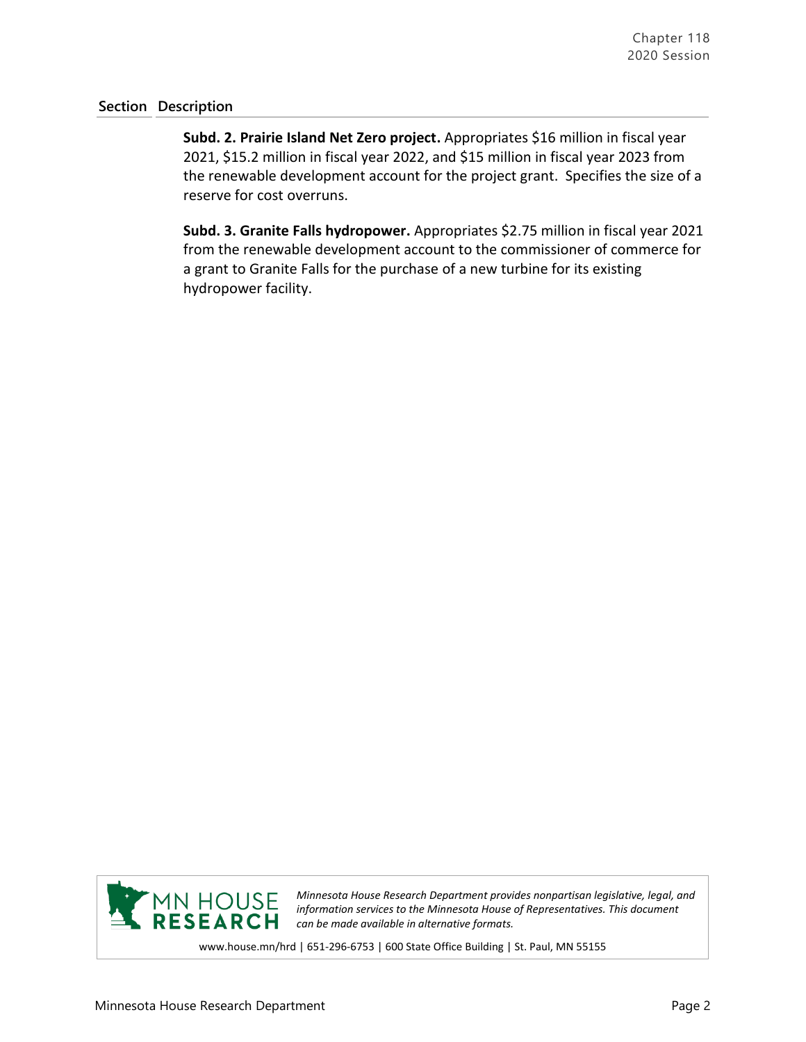| Section | Description |
|---|---|
| | **Subd. 2. Prairie Island Net Zero project.** Appropriates $16 million in fiscal year 2021, $15.2 million in fiscal year 2022, and $15 million in fiscal year 2023 from the renewable development account for the project grant. Specifies the size of a reserve for cost overruns. |
| | **Subd. 3. Granite Falls hydropower.** Appropriates $2.75 million in fiscal year 2021 from the renewable development account to the commissioner of commerce for a grant to Granite Falls for the purchase of a new turbine for its existing hydropower facility. |

MN HOUSE RESEARCH

*Minnesota House Research Department provides nonpartisan legislative, legal, and information services to the Minnesota House of Representatives. This document can be made available in alternative formats.*

www.house.mn/hrd | 651-296-6753 | 600 State Office Building | St. Paul, MN 55155